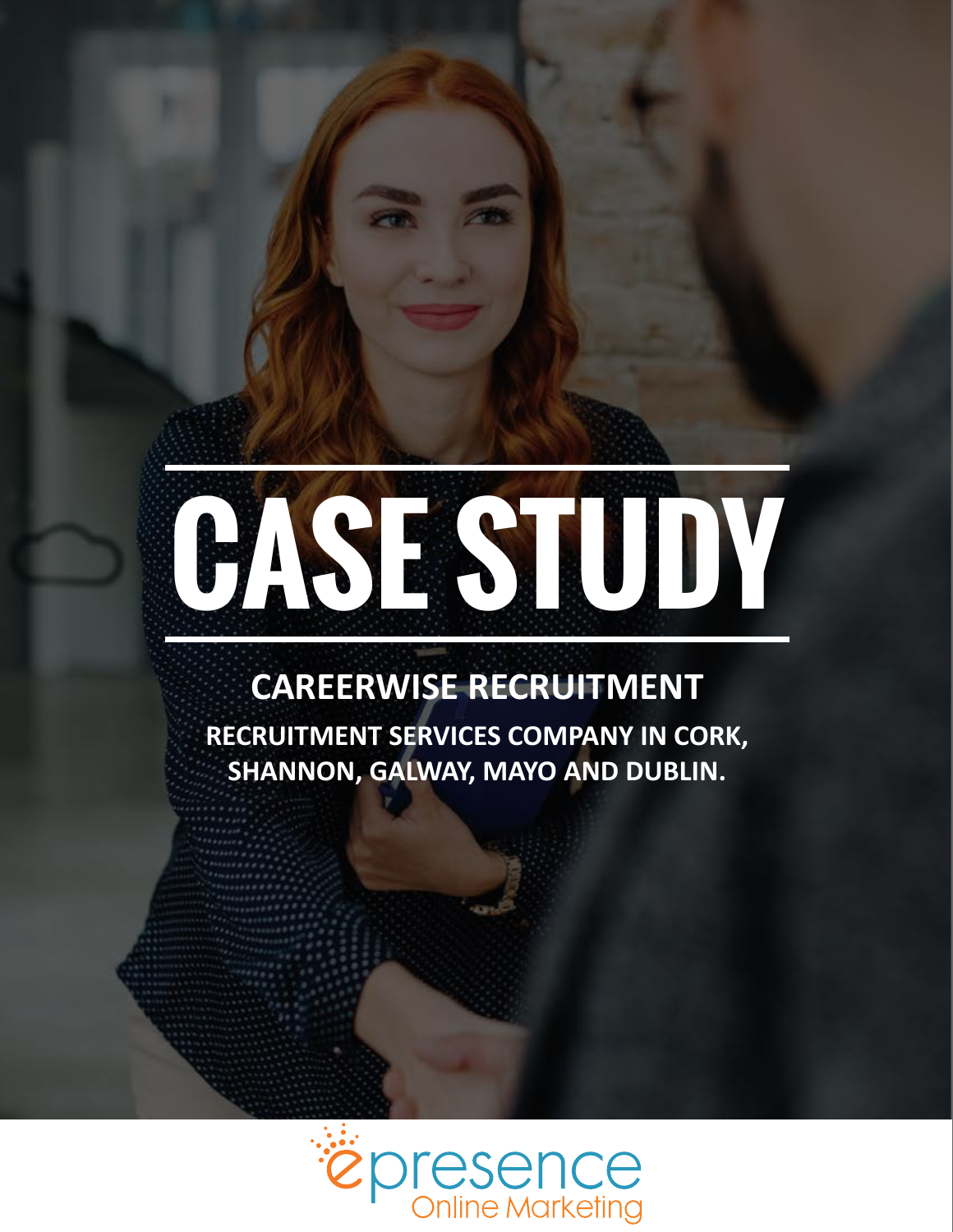# CASE STUDY

## CAREERWISE RECRUITMENT

**RECRUITMENT SERVICES COMPANY IN CORK, SHANNON, GALWAY, MAYO AND DUBLIN.**

epresence Online Marketing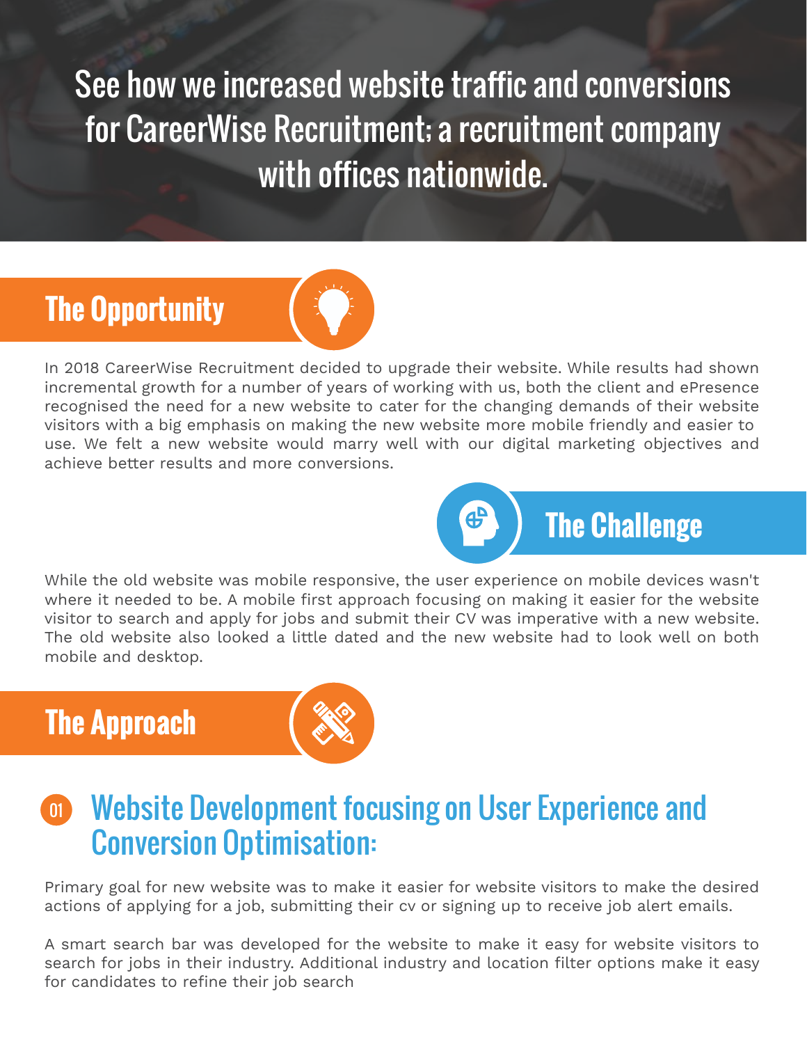# See how we increased website traffic and conversions for CareerWise Recruitment; a recruitment company with offices nationwide.

## The Opportunity

In 2018 CareerWise Recruitment decided to upgrade their website. While results had shown incremental growth for a number of years of working with us, both the client and ePresence recognised the need for a new website to cater for the changing demands of their website visitors with a big emphasis on making the new website more mobile friendly and easier to use. We felt a new website would marry well with our digital marketing objectives and achieve better results and more conversions.

## The Challenge

While the old website was mobile responsive, the user experience on mobile devices wasn't where it needed to be. A mobile first approach focusing on making it easier for the website visitor to search and apply for jobs and submit their CV was imperative with a new website. The old website also looked a little dated and the new website had to look well on both mobile and desktop.

## The Approach

### 01 Website Development focusing on User Experience and Conversion Optimisation:

Primary goal for new website was to make it easier for website visitors to make the desired actions of applying for a job, submitting their cv or signing up to receive job alert emails.

A smart search bar was developed for the website to make it easy for website visitors to search for jobs in their industry. Additional industry and location filter options make it easy for candidates to refine their job search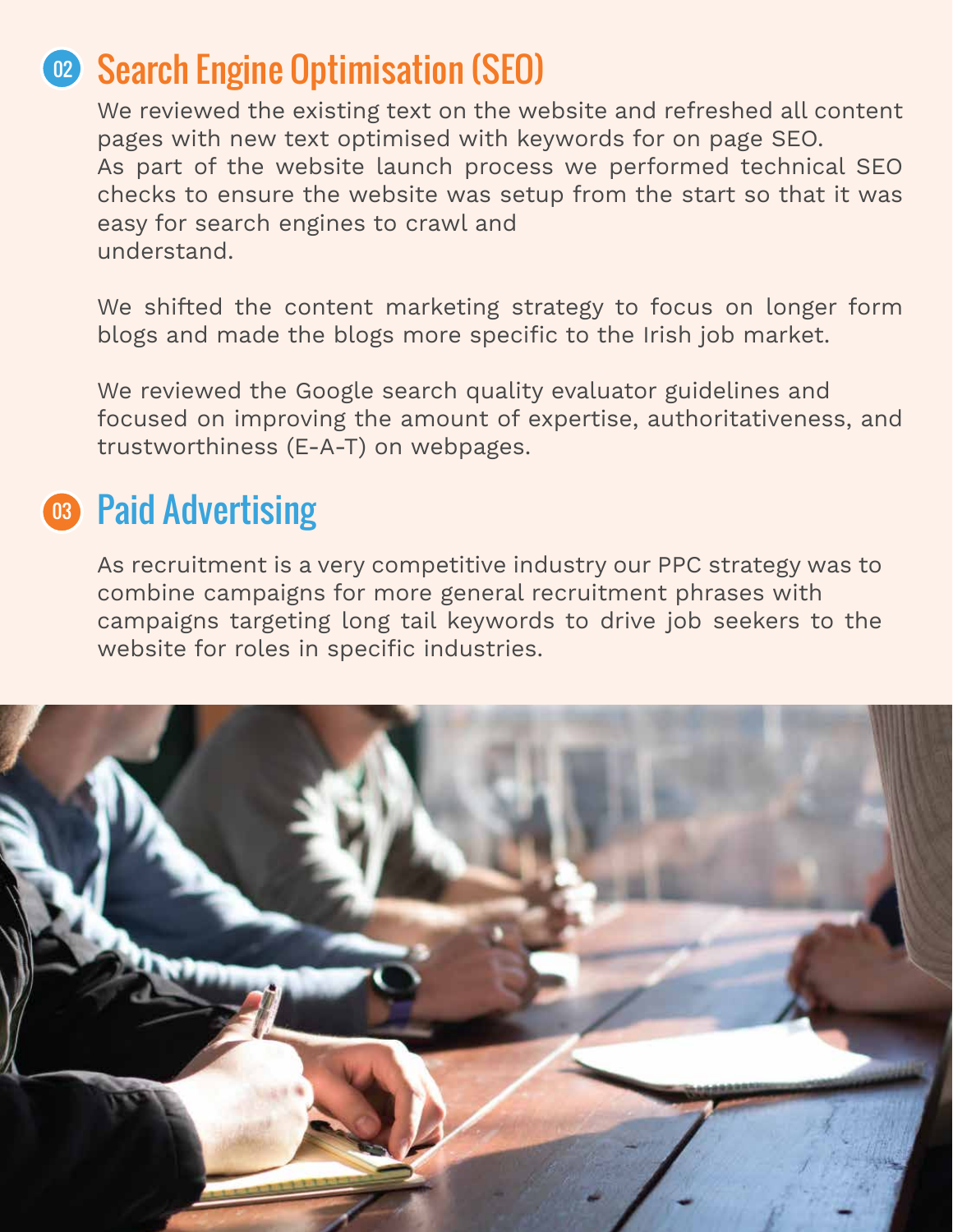## 02 Search Engine Optimisation (SEO)

We reviewed the existing text on the website and refreshed all content pages with new text optimised with keywords for on page SEO. As part of the website launch process we performed technical SEO checks to ensure the website was setup from the start so that it was easy for search engines to crawl and understand.

We shifted the content marketing strategy to focus on longer form blogs and made the blogs more specific to the Irish job market.

We reviewed the Google search quality evaluator guidelines and focused on improving the amount of expertise, authoritativeness, and trustworthiness (E-A-T) on webpages.

## 03 Paid Advertising

As recruitment is a very competitive industry our PPC strategy was to combine campaigns for more general recruitment phrases with campaigns targeting long tail keywords to drive job seekers to the website for roles in specific industries.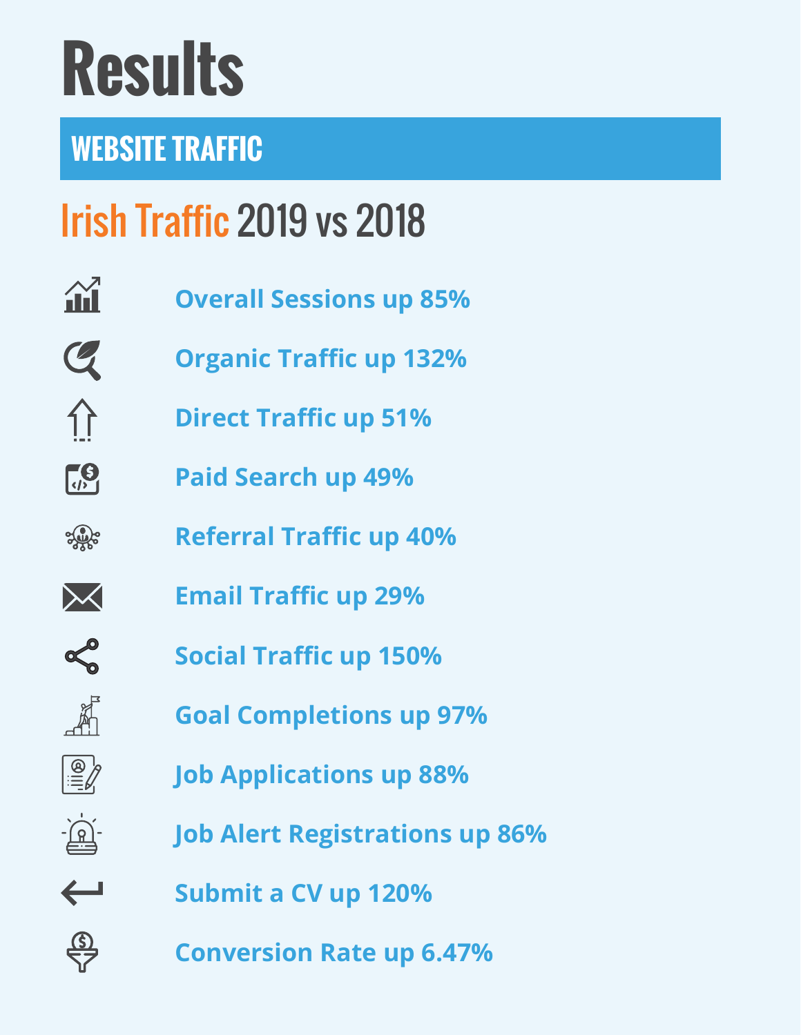# Results

## WEBSITE TRAFFIC

### Irish Traffic 2019 vs 2018

- **Overall Sessions up 85%**
- **Organic Traffic up 132%**
- **Direct Traffic up 51%**
- **Paid Search up 49%**
- **Referral Traffic up 40%**
- **Email Traffic up 29%**
- **Social Traffic up 150%**
- **Goal Completions up 97%**
- **Job Applications up 88%**
- **Job Alert Registrations up 86%**
- **Submit a CV up 120%**
- **Conversion Rate up 6.47%**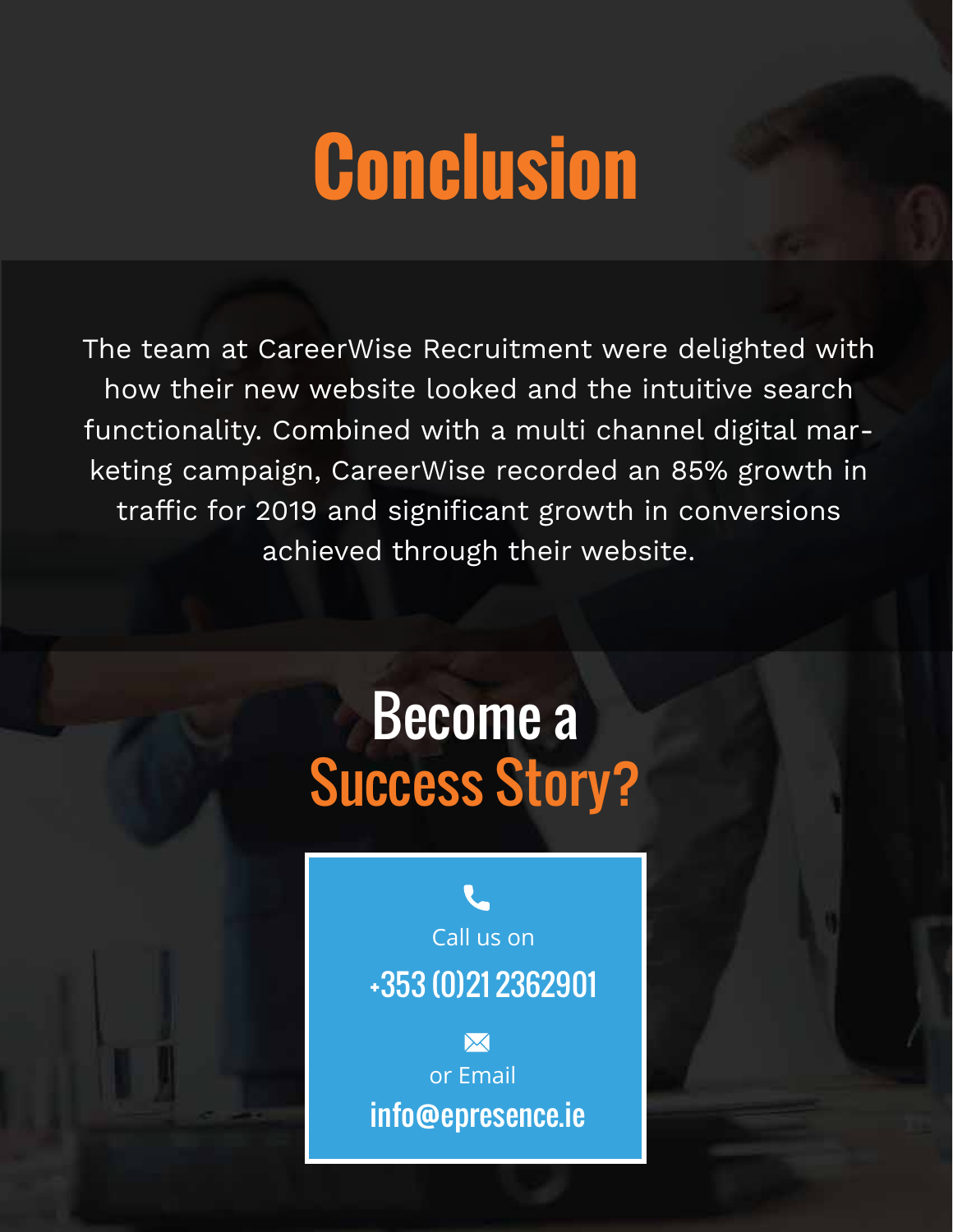# Conclusion

The team at CareerWise Recruitment were delighted with how their new website looked and the intuitive search functionality. Combined with a multi channel digital marketing campaign, CareerWise recorded an 85% growth in traffic for 2019 and significant growth in conversions achieved through their website.

## Become a Success Story?

Call us on

**+353 (0)21 2362901**

or Email

**info@epresence.ie**